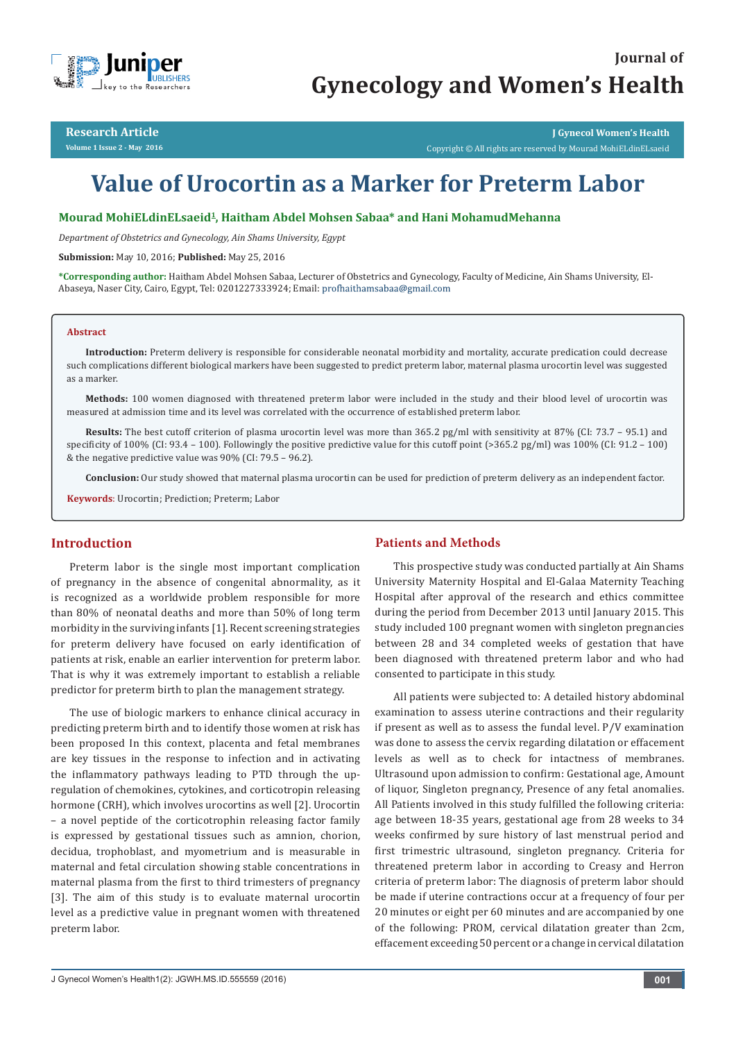# Value of Urocortin as a Marker for Preterm Labor

**Mourad MohiELdinELsaeid[1], Haitham Abdel Mohsen Sabaa* and Hani MohamudMehanna**

*Department of Obstetrics and Gynecology, Ain Shams University, Egypt*

**Submission:** May 10, 2016; **Published:** May 25, 2016

**\*Corresponding author:** Haitham Abdel Mohsen Sabaa, Lecturer of Obstetrics and Gynecology, Faculty of Medicine, Ain Shams University, El-Abaseya, Naser City, Cairo, Egypt, Tel: 0201227333924; Email: profhaithamsabaa@gmail.com

## Abstract

**Introduction:** Preterm delivery is responsible for considerable neonatal morbidity and mortality, accurate predication could decrease such complications different biological markers have been suggested to predict preterm labor, maternal plasma urocortin level was suggested as a marker.

**Methods:** 100 women diagnosed with threatened preterm labor were included in the study and their blood level of urocortin was measured at admission time and its level was correlated with the occurrence of established preterm labor.

**Results:** The best cutoff criterion of plasma urocortin level was more than 365.2 pg/ml with sensitivity at 87% (CI: 73.7 – 95.1) and specificity of 100% (CI: 93.4 – 100). Followingly the positive predictive value for this cutoff point (>365.2 pg/ml) was 100% (CI: 91.2 – 100) & the negative predictive value was 90% (CI: 79.5 – 96.2).

**Conclusion:** Our study showed that maternal plasma urocortin can be used for prediction of preterm delivery as an independent factor.

**Keywords**: Urocortin; Prediction; Preterm; Labor

## Introduction

Preterm labor is the single most important complication of pregnancy in the absence of congenital abnormality, as it is recognized as a worldwide problem responsible for more than 80% of neonatal deaths and more than 50% of long term morbidity in the surviving infants [1]. Recent screening strategies for preterm delivery have focused on early identification of patients at risk, enable an earlier intervention for preterm labor. That is why it was extremely important to establish a reliable predictor for preterm birth to plan the management strategy.

The use of biologic markers to enhance clinical accuracy in predicting preterm birth and to identify those women at risk has been proposed In this context, placenta and fetal membranes are key tissues in the response to infection and in activating the inflammatory pathways leading to PTD through the up-regulation of chemokines, cytokines, and corticotropin releasing hormone (CRH), which involves urocortins as well [2]. Urocortin – a novel peptide of the corticotrophin releasing factor family is expressed by gestational tissues such as amnion, chorion, decidua, trophoblast, and myometrium and is measurable in maternal and fetal circulation showing stable concentrations in maternal plasma from the first to third trimesters of pregnancy [3]. The aim of this study is to evaluate maternal urocortin level as a predictive value in pregnant women with threatened preterm labor.

## Patients and Methods

This prospective study was conducted partially at Ain Shams University Maternity Hospital and El-Galaa Maternity Teaching Hospital after approval of the research and ethics committee during the period from December 2013 until January 2015. This study included 100 pregnant women with singleton pregnancies between 28 and 34 completed weeks of gestation that have been diagnosed with threatened preterm labor and who had consented to participate in this study.

All patients were subjected to: A detailed history abdominal examination to assess uterine contractions and their regularity if present as well as to assess the fundal level. P/V examination was done to assess the cervix regarding dilatation or effacement levels as well as to check for intactness of membranes. Ultrasound upon admission to confirm: Gestational age, Amount of liquor, Singleton pregnancy, Presence of any fetal anomalies. All Patients involved in this study fulfilled the following criteria: age between 18-35 years, gestational age from 28 weeks to 34 weeks confirmed by sure history of last menstrual period and first trimestric ultrasound, singleton pregnancy. Criteria for threatened preterm labor in according to Creasy and Herron criteria of preterm labor: The diagnosis of preterm labor should be made if uterine contractions occur at a frequency of four per 20 minutes or eight per 60 minutes and are accompanied by one of the following: PROM, cervical dilatation greater than 2cm, effacement exceeding 50 percent or a change in cervical dilatation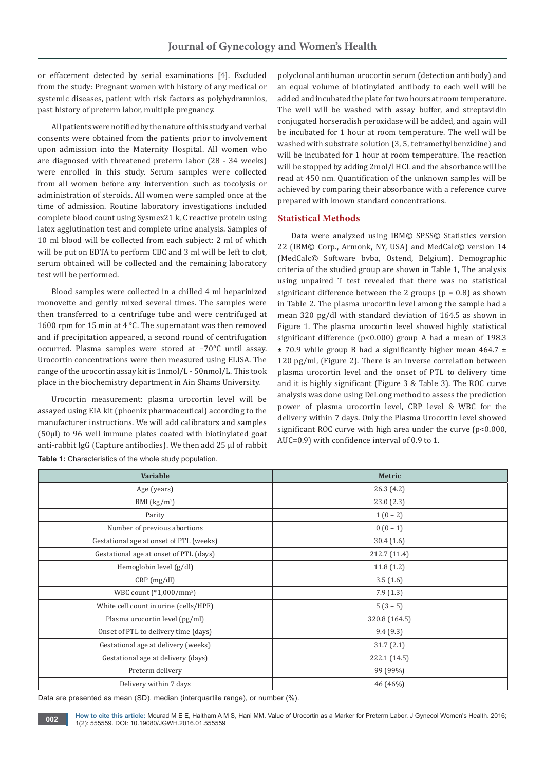or effacement detected by serial examinations [4]. Excluded from the study: Pregnant women with history of any medical or systemic diseases, patient with risk factors as polyhydramnios, past history of preterm labor, multiple pregnancy.

All patients were notified by the nature of this study and verbal consents were obtained from the patients prior to involvement upon admission into the Maternity Hospital. All women who are diagnosed with threatened preterm labor (28 - 34 weeks) were enrolled in this study. Serum samples were collected from all women before any intervention such as tocolysis or administration of steroids. All women were sampled once at the time of admission. Routine laboratory investigations included complete blood count using Sysmex21 k, C reactive protein using latex agglutination test and complete urine analysis. Samples of 10 ml blood will be collected from each subject: 2 ml of which will be put on EDTA to perform CBC and 3 ml will be left to clot, serum obtained will be collected and the remaining laboratory test will be performed.

Blood samples were collected in a chilled 4 ml heparinized monovette and gently mixed several times. The samples were then transferred to a centrifuge tube and were centrifuged at 1600 rpm for 15 min at 4 °C. The supernatant was then removed and if precipitation appeared, a second round of centrifugation occurred. Plasma samples were stored at −70°C until assay. Urocortin concentrations were then measured using ELISA. The range of the urocortin assay kit is 1nmol/L - 50nmol/L. This took place in the biochemistry department in Ain Shams University.

Urocortin measurement: plasma urocortin level will be assayed using EIA kit (phoenix pharmaceutical) according to the manufacturer instructions. We will add calibrators and samples (50μl) to 96 well immune plates coated with biotinylated goat anti-rabbit IgG (Capture antibodies). We then add 25 μl of rabbit polyclonal antihuman urocortin serum (detection antibody) and an equal volume of biotinylated antibody to each well will be added and incubated the plate for two hours at room temperature. The well will be washed with assay buffer, and streptavidin conjugated horseradish peroxidase will be added, and again will be incubated for 1 hour at room temperature. The well will be washed with substrate solution (3, 5, tetramethylbenzidine) and will be incubated for 1 hour at room temperature. The reaction will be stopped by adding 2mol/l HCL and the absorbance will be read at 450 nm. Quantification of the unknown samples will be achieved by comparing their absorbance with a reference curve prepared with known standard concentrations.

## Statistical Methods

Data were analyzed using IBM© SPSS© Statistics version 22 (IBM© Corp., Armonk, NY, USA) and MedCalc© version 14 (MedCalc© Software bvba, Ostend, Belgium). Demographic criteria of the studied group are shown in Table 1, The analysis using unpaired T test revealed that there was no statistical significant difference between the 2 groups (p = 0.8) as shown in Table 2. The plasma urocortin level among the sample had a mean 320 pg/dl with standard deviation of 164.5 as shown in Figure 1. The plasma urocortin level showed highly statistical significant difference (p<0.000) group A had a mean of 198.3 ± 70.9 while group B had a significantly higher mean 464.7 ± 120 pg/ml, (Figure 2). There is an inverse correlation between plasma urocortin level and the onset of PTL to delivery time and it is highly significant (Figure 3 & Table 3). The ROC curve analysis was done using DeLong method to assess the prediction power of plasma urocortin level, CRP level & WBC for the delivery within 7 days. Only the Plasma Urocortin level showed significant ROC curve with high area under the curve (p<0.000, AUC=0.9) with confidence interval of 0.9 to 1.

**Table 1:** Characteristics of the whole study population.

| Variable | Metric |
|---|---|
| Age (years) | 26.3 (4.2) |
| BMI (kg/m$^2$) | 23.0 (2.3) |
| Parity | 1 (0 – 2) |
| Number of previous abortions | 0 (0 – 1) |
| Gestational age at onset of PTL (weeks) | 30.4 (1.6) |
| Gestational age at onset of PTL (days) | 212.7 (11.4) |
| Hemoglobin level (g/dl) | 11.8 (1.2) |
| CRP (mg/dl) | 3.5 (1.6) |
| WBC count (*1,000/mm$^3$) | 7.9 (1.3) |
| White cell count in urine (cells/HPF) | 5 (3 – 5) |
| Plasma urocortin level (pg/ml) | 320.8 (164.5) |
| Onset of PTL to delivery time (days) | 9.4 (9.3) |
| Gestational age at delivery (weeks) | 31.7 (2.1) |
| Gestational age at delivery (days) | 222.1 (14.5) |
| Preterm delivery | 99 (99%) |
| Delivery within 7 days | 46 (46%) |

Data are presented as mean (SD), median (interquartile range), or number (%).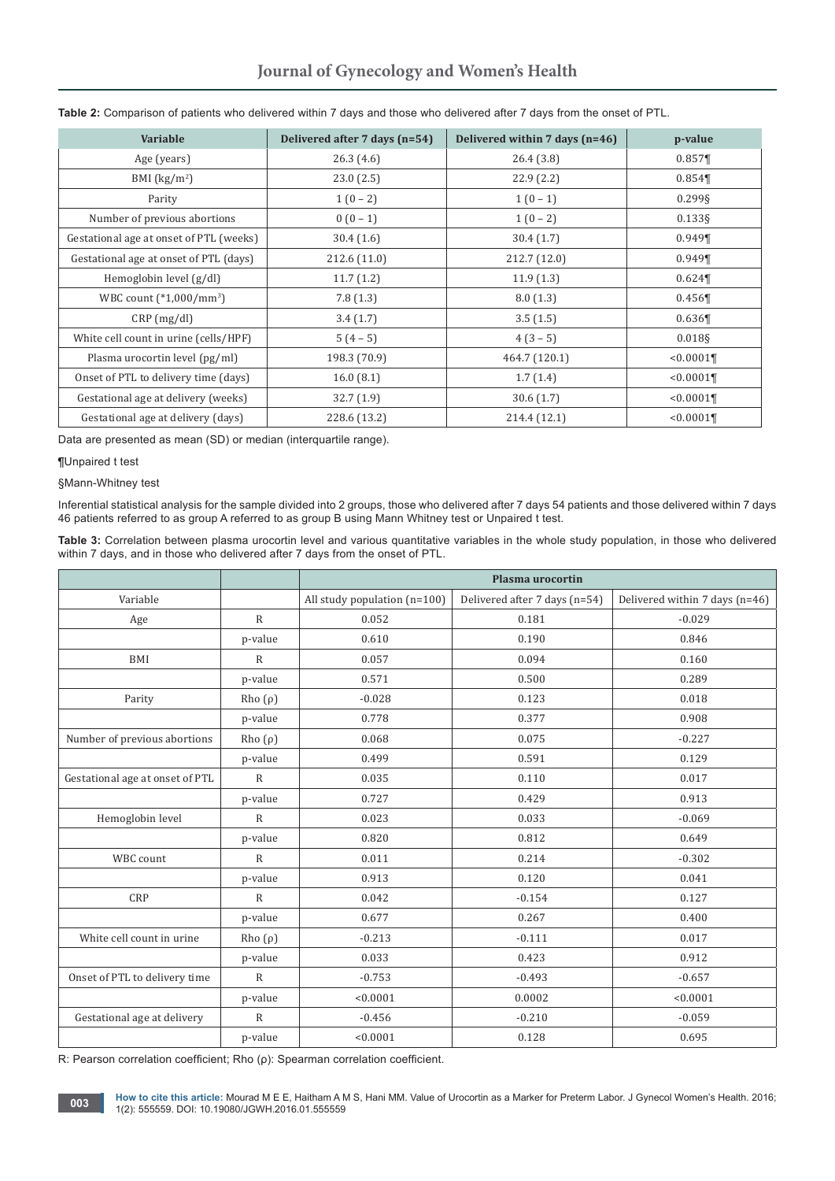**Table 2:** Comparison of patients who delivered within 7 days and those who delivered after 7 days from the onset of PTL.

| Variable | Delivered after 7 days (n=54) | Delivered within 7 days (n=46) | p-value |
|---|---|---|---|
| Age (years) | 26.3 (4.6) | 26.4 (3.8) | 0.857¶ |
| BMI (kg/m$^2$) | 23.0 (2.5) | 22.9 (2.2) | 0.854¶ |
| Parity | 1 (0 – 2) | 1 (0 – 1) | 0.299§ |
| Number of previous abortions | 0 (0 – 1) | 1 (0 – 2) | 0.133§ |
| Gestational age at onset of PTL (weeks) | 30.4 (1.6) | 30.4 (1.7) | 0.949¶ |
| Gestational age at onset of PTL (days) | 212.6 (11.0) | 212.7 (12.0) | 0.949¶ |
| Hemoglobin level (g/dl) | 11.7 (1.2) | 11.9 (1.3) | 0.624¶ |
| WBC count (*1,000/mm$^3$) | 7.8 (1.3) | 8.0 (1.3) | 0.456¶ |
| CRP (mg/dl) | 3.4 (1.7) | 3.5 (1.5) | 0.636¶ |
| White cell count in urine (cells/HPF) | 5 (4 – 5) | 4 (3 – 5) | 0.018§ |
| Plasma urocortin level (pg/ml) | 198.3 (70.9) | 464.7 (120.1) | <0.0001¶ |
| Onset of PTL to delivery time (days) | 16.0 (8.1) | 1.7 (1.4) | <0.0001¶ |
| Gestational age at delivery (weeks) | 32.7 (1.9) | 30.6 (1.7) | <0.0001¶ |
| Gestational age at delivery (days) | 228.6 (13.2) | 214.4 (12.1) | <0.0001¶ |

Data are presented as mean (SD) or median (interquartile range).

¶Unpaired t test

§Mann-Whitney test

Inferential statistical analysis for the sample divided into 2 groups, those who delivered after 7 days 54 patients and those delivered within 7 days 46 patients referred to as group A referred to as group B using Mann Whitney test or Unpaired t test.

**Table 3:** Correlation between plasma urocortin level and various quantitative variables in the whole study population, in those who delivered within 7 days, and in those who delivered after 7 days from the onset of PTL.

| | | Plasma urocortin | | |
|---|---|---|---|---|
| Variable | | All study population (n=100) | Delivered after 7 days (n=54) | Delivered within 7 days (n=46) |
| Age | R | 0.052 | 0.181 | -0.029 |
| | p-value | 0.610 | 0.190 | 0.846 |
| BMI | R | 0.057 | 0.094 | 0.160 |
| | p-value | 0.571 | 0.500 | 0.289 |
| Parity | Rho (ρ) | -0.028 | 0.123 | 0.018 |
| | p-value | 0.778 | 0.377 | 0.908 |
| Number of previous abortions | Rho (ρ) | 0.068 | 0.075 | -0.227 |
| | p-value | 0.499 | 0.591 | 0.129 |
| Gestational age at onset of PTL | R | 0.035 | 0.110 | 0.017 |
| | p-value | 0.727 | 0.429 | 0.913 |
| Hemoglobin level | R | 0.023 | 0.033 | -0.069 |
| | p-value | 0.820 | 0.812 | 0.649 |
| WBC count | R | 0.011 | 0.214 | -0.302 |
| | p-value | 0.913 | 0.120 | 0.041 |
| CRP | R | 0.042 | -0.154 | 0.127 |
| | p-value | 0.677 | 0.267 | 0.400 |
| White cell count in urine | Rho (ρ) | -0.213 | -0.111 | 0.017 |
| | p-value | 0.033 | 0.423 | 0.912 |
| Onset of PTL to delivery time | R | -0.753 | -0.493 | -0.657 |
| | p-value | <0.0001 | 0.0002 | <0.0001 |
| Gestational age at delivery | R | -0.456 | -0.210 | -0.059 |
| | p-value | <0.0001 | 0.128 | 0.695 |

R: Pearson correlation coefficient; Rho (ρ): Spearman correlation coefficient.

**How to cite this article:** Mourad M E E, Haitham A M S, Hani MM. Value of Urocortin as a Marker for Preterm Labor. J Gynecol Women's Health. 2016; 1(2): 555559. DOI: 10.19080/JGWH.2016.01.555559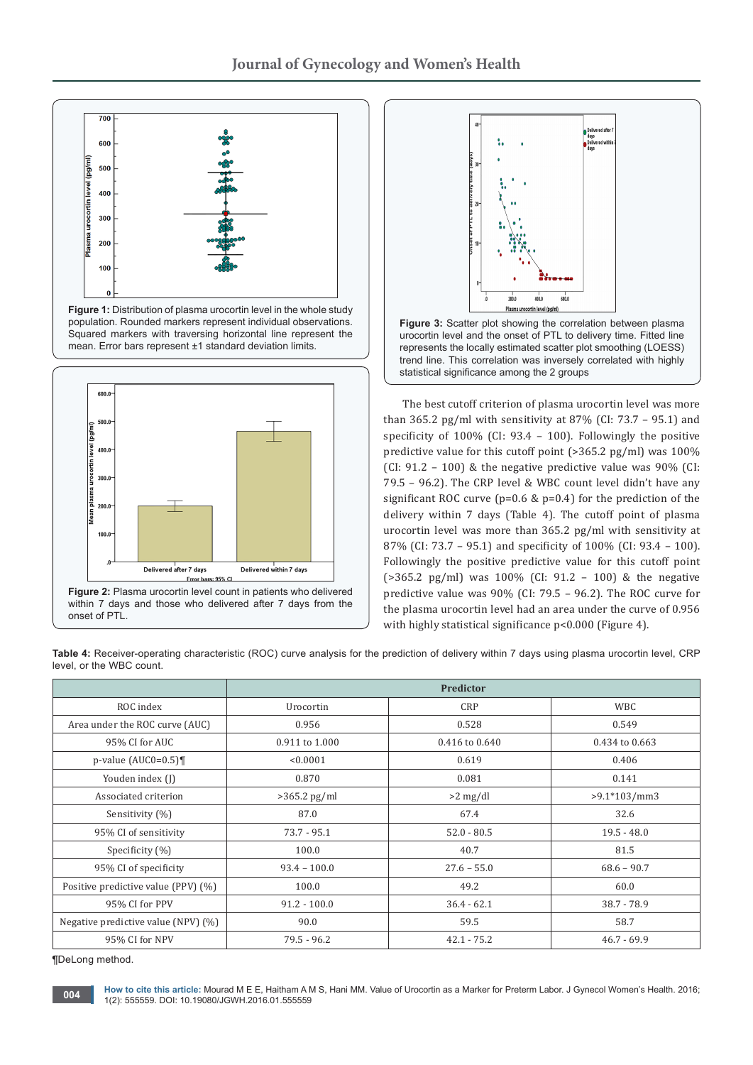Figure 1: Distribution of plasma urocortin level in the whole study population. Rounded markers represent individual observations. Squared markers with traversing horizontal line represent the mean. Error bars represent ±1 standard deviation limits.

Figure 2: Plasma urocortin level count in patients who delivered within 7 days and those who delivered after 7 days from the onset of PTL.

Figure 3: Scatter plot showing the correlation between plasma urocortin level and the onset of PTL to delivery time. Fitted line represents the locally estimated scatter plot smoothing (LOESS) trend line. This correlation was inversely correlated with highly statistical significance among the 2 groups

The best cutoff criterion of plasma urocortin level was more than 365.2 pg/ml with sensitivity at 87% (CI: 73.7 – 95.1) and specificity of 100% (CI: 93.4 – 100). Followingly the positive predictive value for this cutoff point (>365.2 pg/ml) was 100% (CI: 91.2 – 100) & the negative predictive value was 90% (CI: 79.5 – 96.2). The CRP level & WBC count level didn't have any significant ROC curve (p=0.6 & p=0.4) for the prediction of the delivery within 7 days (Table 4). The cutoff point of plasma urocortin level was more than 365.2 pg/ml with sensitivity at 87% (CI: 73.7 – 95.1) and specificity of 100% (CI: 93.4 – 100). Followingly the positive predictive value for this cutoff point (>365.2 pg/ml) was 100% (CI: 91.2 – 100) & the negative predictive value was 90% (CI: 79.5 – 96.2). The ROC curve for the plasma urocortin level had an area under the curve of 0.956 with highly statistical significance p<0.000 (Figure 4).

**Table 4:** Receiver-operating characteristic (ROC) curve analysis for the prediction of delivery within 7 days using plasma urocortin level, CRP level, or the WBC count.

| | Predictor | | |
|---|---|---|---|
| ROC index | Urocortin | CRP | WBC |
| Area under the ROC curve (AUC) | 0.956 | 0.528 | 0.549 |
| 95% CI for AUC | 0.911 to 1.000 | 0.416 to 0.640 | 0.434 to 0.663 |
| p-value (AUC0=0.5)¶ | <0.0001 | 0.619 | 0.406 |
| Youden index (J) | 0.870 | 0.081 | 0.141 |
| Associated criterion | >365.2 pg/ml | >2 mg/dl | >9.1*103/mm3 |
| Sensitivity (%) | 87.0 | 67.4 | 32.6 |
| 95% CI of sensitivity | 73.7 - 95.1 | 52.0 - 80.5 | 19.5 - 48.0 |
| Specificity (%) | 100.0 | 40.7 | 81.5 |
| 95% CI of specificity | 93.4 – 100.0 | 27.6 – 55.0 | 68.6 – 90.7 |
| Positive predictive value (PPV) (%) | 100.0 | 49.2 | 60.0 |
| 95% CI for PPV | 91.2 - 100.0 | 36.4 - 62.1 | 38.7 - 78.9 |
| Negative predictive value (NPV) (%) | 90.0 | 59.5 | 58.7 |
| 95% CI for NPV | 79.5 - 96.2 | 42.1 - 75.2 | 46.7 - 69.9 |

¶DeLong method.

**How to cite this article:** Mourad M E E, Haitham A M S, Hani MM. Value of Urocortin as a Marker for Preterm Labor. J Gynecol Women's Health. 2016; 1(2): 555559. DOI: 10.19080/JGWH.2016.01.555559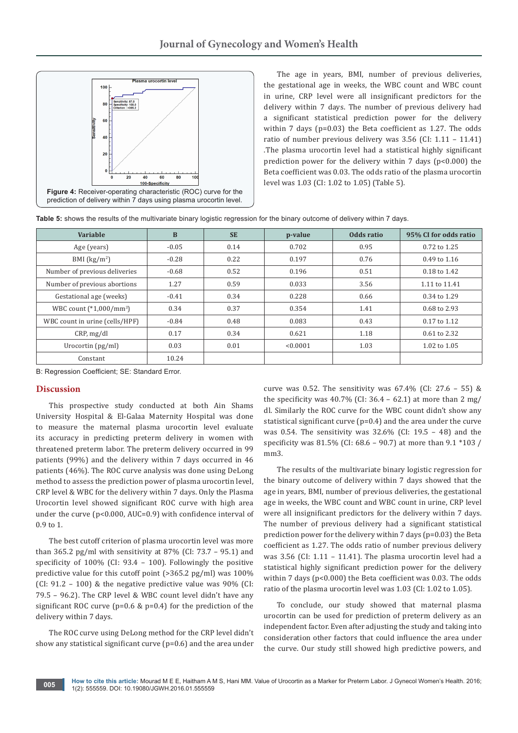Figure 4: Receiver-operating characteristic (ROC) curve for the prediction of delivery within 7 days using plasma urocortin level.

The age in years, BMI, number of previous deliveries, the gestational age in weeks, the WBC count and WBC count in urine, CRP level were all insignificant predictors for the delivery within 7 days. The number of previous delivery had a significant statistical prediction power for the delivery within 7 days (p=0.03) the Beta coefficient as 1.27. The odds ratio of number previous delivery was 3.56 (CI: 1.11 – 11.41) .The plasma urocortin level had a statistical highly significant prediction power for the delivery within 7 days (p<0.000) the Beta coefficient was 0.03. The odds ratio of the plasma urocortin level was 1.03 (CI: 1.02 to 1.05) (Table 5).

**Table 5:** shows the results of the multivariate binary logistic regression for the binary outcome of delivery within 7 days.

| Variable | B | SE | p-value | Odds ratio | 95% CI for odds ratio |
|---|---|---|---|---|---|
| Age (years) | -0.05 | 0.14 | 0.702 | 0.95 | 0.72 to 1.25 |
| BMI (kg/m$^2$) | -0.28 | 0.22 | 0.197 | 0.76 | 0.49 to 1.16 |
| Number of previous deliveries | -0.68 | 0.52 | 0.196 | 0.51 | 0.18 to 1.42 |
| Number of previous abortions | 1.27 | 0.59 | 0.033 | 3.56 | 1.11 to 11.41 |
| Gestational age (weeks) | -0.41 | 0.34 | 0.228 | 0.66 | 0.34 to 1.29 |
| WBC count (*1,000/mm$^3$) | 0.34 | 0.37 | 0.354 | 1.41 | 0.68 to 2.93 |
| WBC count in urine (cells/HPF) | -0.84 | 0.48 | 0.083 | 0.43 | 0.17 to 1.12 |
| CRP, mg/dl | 0.17 | 0.34 | 0.621 | 1.18 | 0.61 to 2.32 |
| Urocortin (pg/ml) | 0.03 | 0.01 | <0.0001 | 1.03 | 1.02 to 1.05 |
| Constant | 10.24 | | | | |

B: Regression Coefficient; SE: Standard Error.

## Discussion

This prospective study conducted at both Ain Shams University Hospital & El-Galaa Maternity Hospital was done to measure the maternal plasma urocortin level evaluate its accuracy in predicting preterm delivery in women with threatened preterm labor. The preterm delivery occurred in 99 patients (99%) and the delivery within 7 days occurred in 46 patients (46%). The ROC curve analysis was done using DeLong method to assess the prediction power of plasma urocortin level, CRP level & WBC for the delivery within 7 days. Only the Plasma Urocortin level showed significant ROC curve with high area under the curve (p<0.000, AUC=0.9) with confidence interval of 0.9 to 1.

The best cutoff criterion of plasma urocortin level was more than 365.2 pg/ml with sensitivity at 87% (CI: 73.7 – 95.1) and specificity of 100% (CI: 93.4 – 100). Followingly the positive predictive value for this cutoff point (>365.2 pg/ml) was 100% (CI: 91.2 – 100) & the negative predictive value was 90% (CI: 79.5 – 96.2). The CRP level & WBC count level didn't have any significant ROC curve (p=0.6 & p=0.4) for the prediction of the delivery within 7 days.

The ROC curve using DeLong method for the CRP level didn't show any statistical significant curve (p=0.6) and the area under curve was 0.52. The sensitivity was 67.4% (CI: 27.6 – 55) & the specificity was 40.7% (CI: 36.4 – 62.1) at more than 2 mg/dl. Similarly the ROC curve for the WBC count didn't show any statistical significant curve (p=0.4) and the area under the curve was 0.54. The sensitivity was 32.6% (CI: 19.5 – 48) and the specificity was 81.5% (CI: 68.6 – 90.7) at more than 9.1 *103 / mm3.

The results of the multivariate binary logistic regression for the binary outcome of delivery within 7 days showed that the age in years, BMI, number of previous deliveries, the gestational age in weeks, the WBC count and WBC count in urine, CRP level were all insignificant predictors for the delivery within 7 days. The number of previous delivery had a significant statistical prediction power for the delivery within 7 days (p=0.03) the Beta coefficient as 1.27. The odds ratio of number previous delivery was 3.56 (CI: 1.11 – 11.41). The plasma urocortin level had a statistical highly significant prediction power for the delivery within 7 days (p<0.000) the Beta coefficient was 0.03. The odds ratio of the plasma urocortin level was 1.03 (CI: 1.02 to 1.05).

To conclude, our study showed that maternal plasma urocortin can be used for prediction of preterm delivery as an independent factor. Even after adjusting the study and taking into consideration other factors that could influence the area under the curve. Our study still showed high predictive powers, and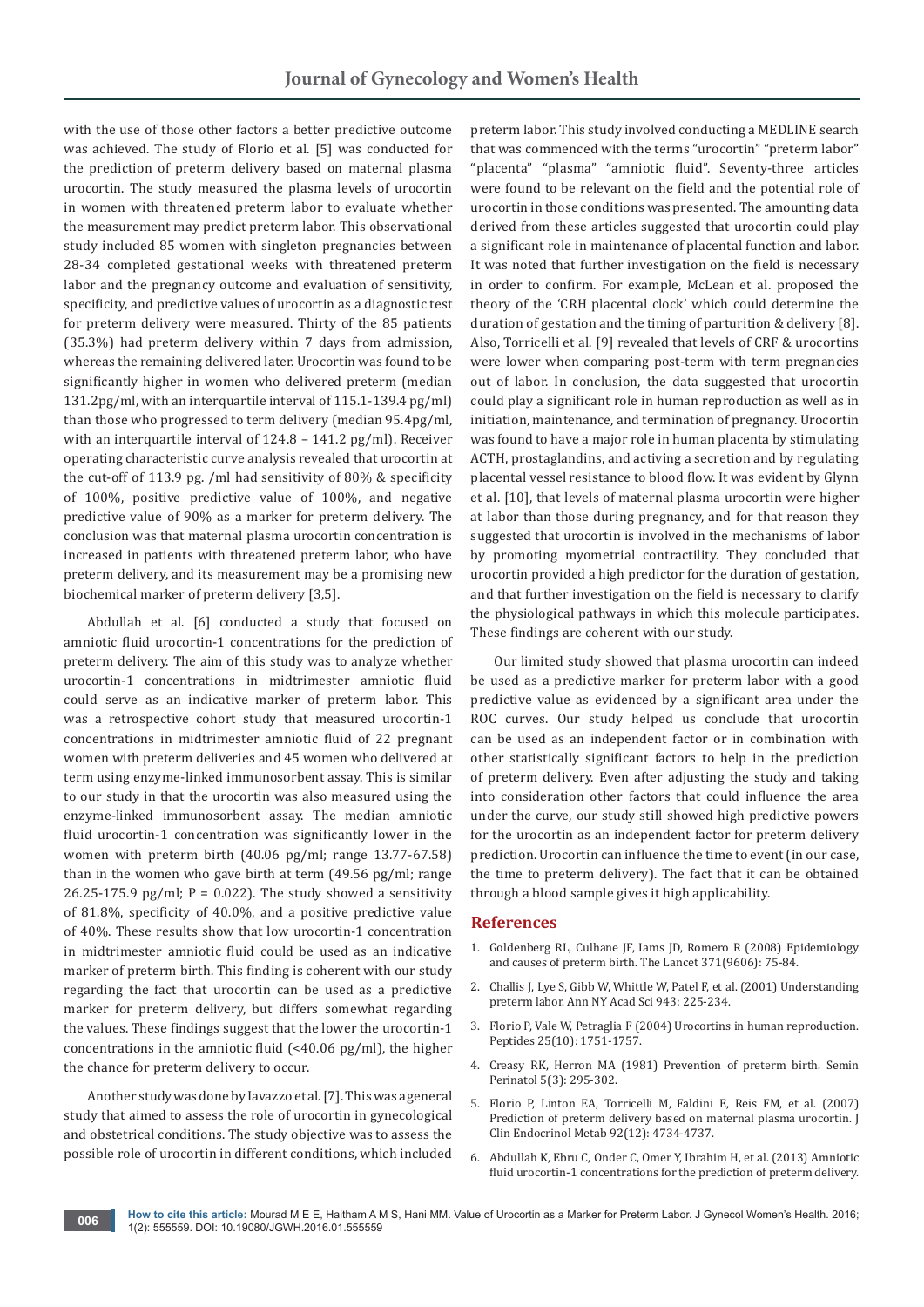with the use of those other factors a better predictive outcome was achieved. The study of Florio et al. [5] was conducted for the prediction of preterm delivery based on maternal plasma urocortin. The study measured the plasma levels of urocortin in women with threatened preterm labor to evaluate whether the measurement may predict preterm labor. This observational study included 85 women with singleton pregnancies between 28-34 completed gestational weeks with threatened preterm labor and the pregnancy outcome and evaluation of sensitivity, specificity, and predictive values of urocortin as a diagnostic test for preterm delivery were measured. Thirty of the 85 patients (35.3%) had preterm delivery within 7 days from admission, whereas the remaining delivered later. Urocortin was found to be significantly higher in women who delivered preterm (median 131.2pg/ml, with an interquartile interval of 115.1-139.4 pg/ml) than those who progressed to term delivery (median 95.4pg/ml, with an interquartile interval of 124.8 – 141.2 pg/ml). Receiver operating characteristic curve analysis revealed that urocortin at the cut-off of 113.9 pg. /ml had sensitivity of 80% & specificity of 100%, positive predictive value of 100%, and negative predictive value of 90% as a marker for preterm delivery. The conclusion was that maternal plasma urocortin concentration is increased in patients with threatened preterm labor, who have preterm delivery, and its measurement may be a promising new biochemical marker of preterm delivery [3,5].

Abdullah et al. [6] conducted a study that focused on amniotic fluid urocortin-1 concentrations for the prediction of preterm delivery. The aim of this study was to analyze whether urocortin-1 concentrations in midtrimester amniotic fluid could serve as an indicative marker of preterm labor. This was a retrospective cohort study that measured urocortin-1 concentrations in midtrimester amniotic fluid of 22 pregnant women with preterm deliveries and 45 women who delivered at term using enzyme-linked immunosorbent assay. This is similar to our study in that the urocortin was also measured using the enzyme-linked immunosorbent assay. The median amniotic fluid urocortin-1 concentration was significantly lower in the women with preterm birth (40.06 pg/ml; range 13.77-67.58) than in the women who gave birth at term (49.56 pg/ml; range 26.25-175.9 pg/ml; P = 0.022). The study showed a sensitivity of 81.8%, specificity of 40.0%, and a positive predictive value of 40%. These results show that low urocortin-1 concentration in midtrimester amniotic fluid could be used as an indicative marker of preterm birth. This finding is coherent with our study regarding the fact that urocortin can be used as a predictive marker for preterm delivery, but differs somewhat regarding the values. These findings suggest that the lower the urocortin-1 concentrations in the amniotic fluid (<40.06 pg/ml), the higher the chance for preterm delivery to occur.

Another study was done by Iavazzo et al. [7]. This was ageneral study that aimed to assess the role of urocortin in gynecological and obstetrical conditions. The study objective was to assess the possible role of urocortin in different conditions, which included preterm labor. This study involved conducting a MEDLINE search that was commenced with the terms "urocortin" "preterm labor" "placenta" "plasma" "amniotic fluid". Seventy-three articles were found to be relevant on the field and the potential role of urocortin in those conditions was presented. The amounting data derived from these articles suggested that urocortin could play a significant role in maintenance of placental function and labor. It was noted that further investigation on the field is necessary in order to confirm. For example, McLean et al. proposed the theory of the 'CRH placental clock' which could determine the duration of gestation and the timing of parturition & delivery [8]. Also, Torricelli et al. [9] revealed that levels of CRF & urocortins were lower when comparing post-term with term pregnancies out of labor. In conclusion, the data suggested that urocortin could play a significant role in human reproduction as well as in initiation, maintenance, and termination of pregnancy. Urocortin was found to have a major role in human placenta by stimulating ACTH, prostaglandins, and activing a secretion and by regulating placental vessel resistance to blood flow. It was evident by Glynn et al. [10], that levels of maternal plasma urocortin were higher at labor than those during pregnancy, and for that reason they suggested that urocortin is involved in the mechanisms of labor by promoting myometrial contractility. They concluded that urocortin provided a high predictor for the duration of gestation, and that further investigation on the field is necessary to clarify the physiological pathways in which this molecule participates. These findings are coherent with our study.

Our limited study showed that plasma urocortin can indeed be used as a predictive marker for preterm labor with a good predictive value as evidenced by a significant area under the ROC curves. Our study helped us conclude that urocortin can be used as an independent factor or in combination with other statistically significant factors to help in the prediction of preterm delivery. Even after adjusting the study and taking into consideration other factors that could influence the area under the curve, our study still showed high predictive powers for the urocortin as an independent factor for preterm delivery prediction. Urocortin can influence the time to event (in our case, the time to preterm delivery). The fact that it can be obtained through a blood sample gives it high applicability.

## References

1. Goldenberg RL, Culhane JF, Iams JD, Romero R (2008) Epidemiology and causes of preterm birth. The Lancet 371(9606): 75-84.
2. Challis J, Lye S, Gibb W, Whittle W, Patel F, et al. (2001) Understanding preterm labor. Ann NY Acad Sci 943: 225-234.
3. Florio P, Vale W, Petraglia F (2004) Urocortins in human reproduction. Peptides 25(10): 1751-1757.
4. Creasy RK, Herron MA (1981) Prevention of preterm birth. Semin Perinatol 5(3): 295-302.
5. Florio P, Linton EA, Torricelli M, Faldini E, Reis FM, et al. (2007) Prediction of preterm delivery based on maternal plasma urocortin. J Clin Endocrinol Metab 92(12): 4734-4737.
6. Abdullah K, Ebru C, Onder C, Omer Y, Ibrahim H, et al. (2013) Amniotic fluid urocortin-1 concentrations for the prediction of preterm delivery.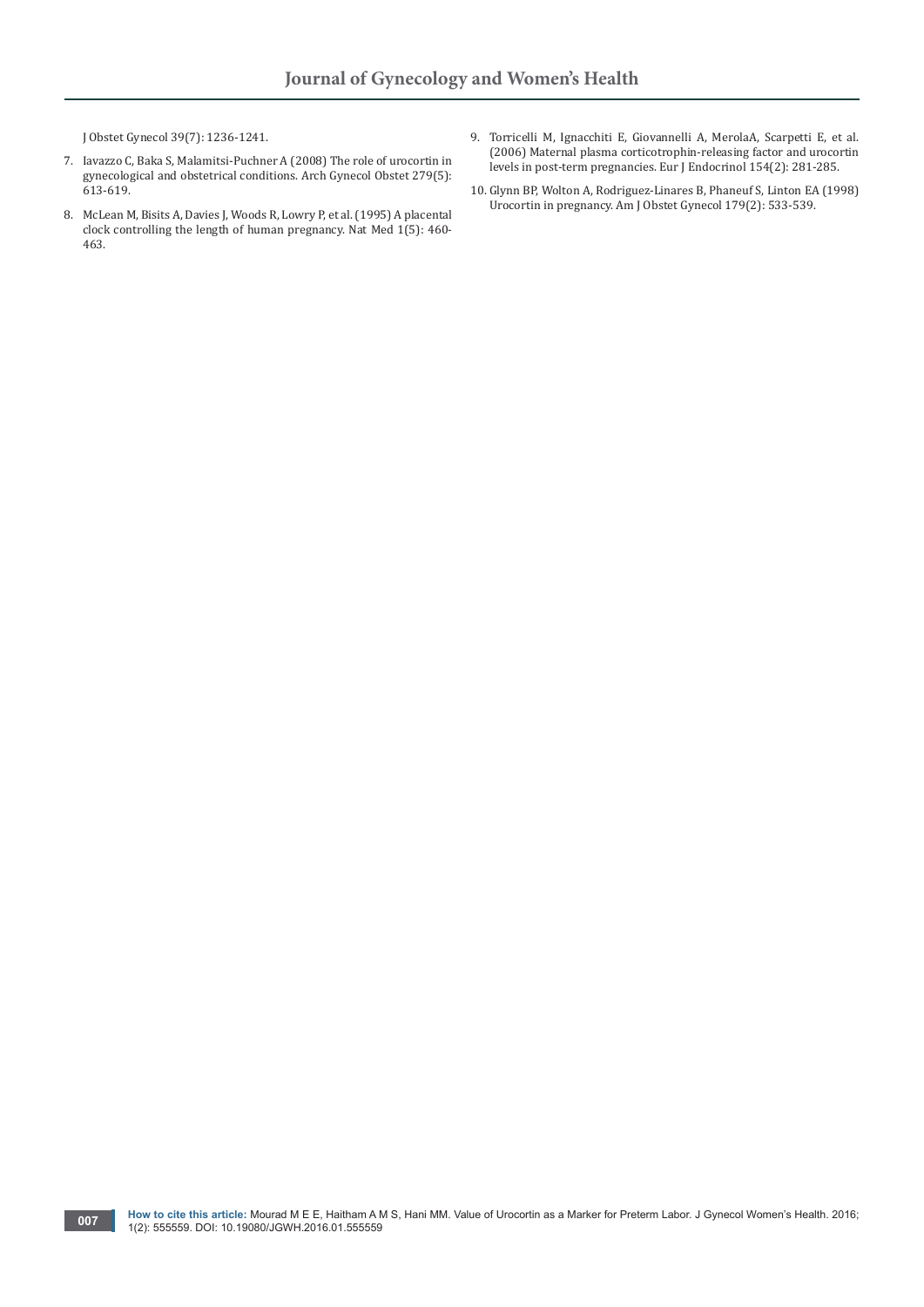J Obstet Gynecol 39(7): 1236-1241.

7. Iavazzo C, Baka S, Malamitsi-Puchner A (2008) The role of urocortin in gynecological and obstetrical conditions. Arch Gynecol Obstet 279(5): 613-619.

8. McLean M, Bisits A, Davies J, Woods R, Lowry P, et al. (1995) A placental clock controlling the length of human pregnancy. Nat Med 1(5): 460-463.

9. Torricelli M, Ignacchiti E, Giovannelli A, MerolaA, Scarpetti E, et al. (2006) Maternal plasma corticotrophin-releasing factor and urocortin levels in post-term pregnancies. Eur J Endocrinol 154(2): 281-285.

10. Glynn BP, Wolton A, Rodriguez-Linares B, Phaneuf S, Linton EA (1998) Urocortin in pregnancy. Am J Obstet Gynecol 179(2): 533-539.